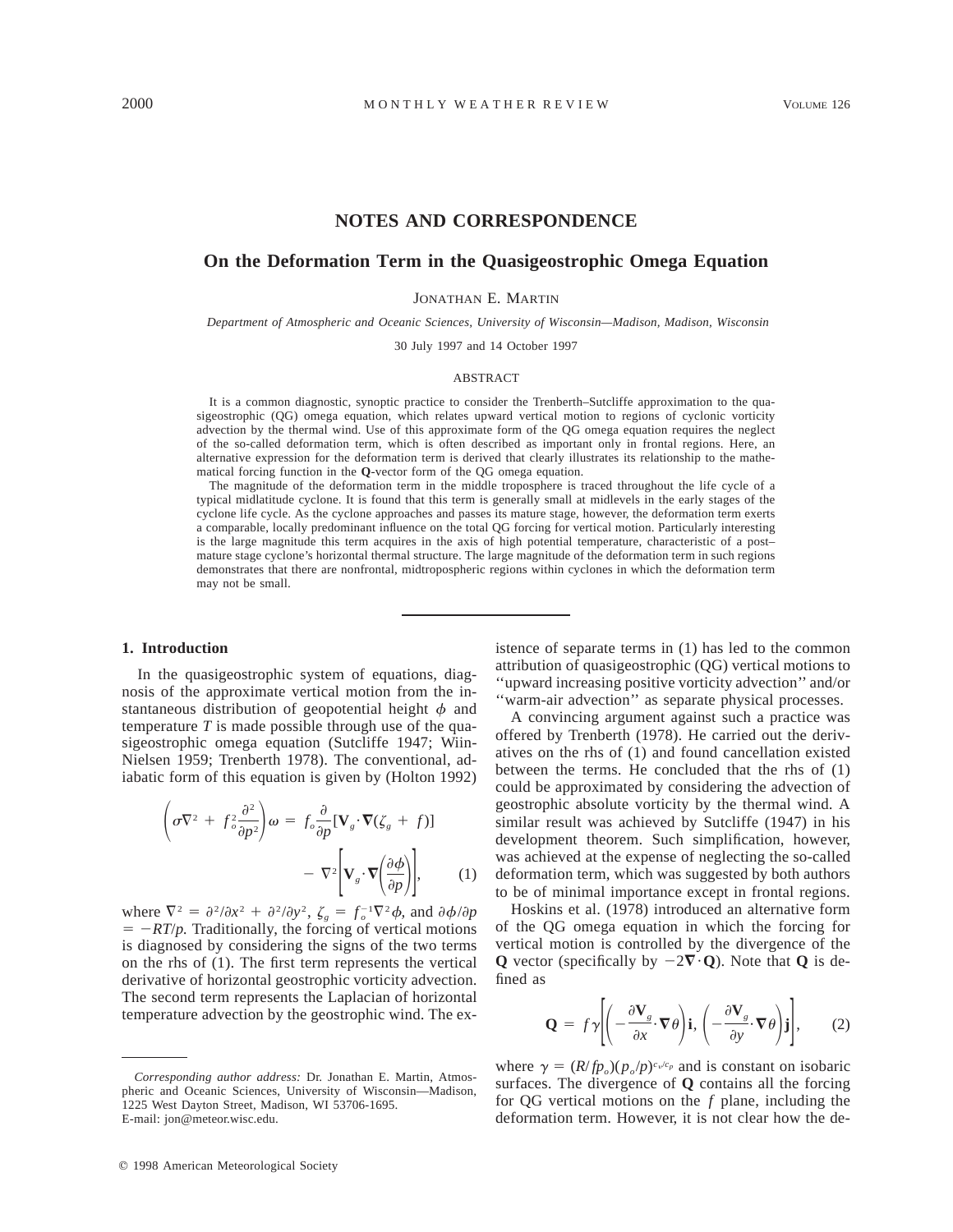## NOTES AND CORRESPONDENCE

# On the Deformation Term in the Quasigeostrophic Omega Equation

JONATHAN E. MARTIN

*Department of Atmospheric and Oceanic Sciences, University of Wisconsin—Madison, Madison, Wisconsin*

30 July 1997 and 14 October 1997

### ABSTRACT

It is a common diagnostic, synoptic practice to consider the Trenberth–Sutcliffe approximation to the quasigeostrophic (QG) omega equation, which relates upward vertical motion to regions of cyclonic vorticity advection by the thermal wind. Use of this approximate form of the QG omega equation requires the neglect of the so-called deformation term, which is often described as important only in frontal regions. Here, an alternative expression for the deformation term is derived that clearly illustrates its relationship to the mathematical forcing function in the **Q**-vector form of the QG omega equation.

The magnitude of the deformation term in the middle troposphere is traced throughout the life cycle of a typical midlatitude cyclone. It is found that this term is generally small at midlevels in the early stages of the cyclone life cycle. As the cyclone approaches and passes its mature stage, however, the deformation term exerts a comparable, locally predominant influence on the total QG forcing for vertical motion. Particularly interesting is the large magnitude this term acquires in the axis of high potential temperature, characteristic of a post–mature stage cyclone's horizontal thermal structure. The large magnitude of the deformation term in such regions demonstrates that there are nonfrontal, midtropospheric regions within cyclones in which the deformation term may not be small.

## 1. Introduction

In the quasigeostrophic system of equations, diagnosis of the approximate vertical motion from the instantaneous distribution of geopotential height $\phi$ and temperature $T$ is made possible through use of the quasigeostrophic omega equation (Sutcliffe 1947; Wiin-Nielsen 1959; Trenberth 1978). The conventional, adiabatic form of this equation is given by (Holton 1992)

$$\left(\sigma\nabla^2 + f_o^2\frac{\partial^2}{\partial p^2}\right)\omega = f_o\frac{\partial}{\partial p}[\mathbf{V}_g\cdot\boldsymbol{\nabla}(\zeta_g + f)] - \nabla^2\left[\mathbf{V}_g\cdot\boldsymbol{\nabla}\left(\frac{\partial\phi}{\partial p}\right)\right], \qquad (1)$$

where $\nabla^2 = \partial^2/\partial x^2 + \partial^2/\partial y^2$, $\zeta_g = f_o^{-1}\nabla^2\phi$, and $\partial\phi/\partial p = -RT/p$. Traditionally, the forcing of vertical motions is diagnosed by considering the signs of the two terms on the rhs of (1). The first term represents the vertical derivative of horizontal geostrophic vorticity advection. The second term represents the Laplacian of horizontal temperature advection by the geostrophic wind. The existence of separate terms in (1) has led to the common attribution of quasigeostrophic (QG) vertical motions to ''upward increasing positive vorticity advection'' and/or ''warm-air advection'' as separate physical processes.

A convincing argument against such a practice was offered by Trenberth (1978). He carried out the derivatives on the rhs of (1) and found cancellation existed between the terms. He concluded that the rhs of (1) could be approximated by considering the advection of geostrophic absolute vorticity by the thermal wind. A similar result was achieved by Sutcliffe (1947) in his development theorem. Such simplification, however, was achieved at the expense of neglecting the so-called deformation term, which was suggested by both authors to be of minimal importance except in frontal regions.

Hoskins et al. (1978) introduced an alternative form of the QG omega equation in which the forcing for vertical motion is controlled by the divergence of the **Q** vector (specifically by $-2\boldsymbol{\nabla}\cdot\mathbf{Q}$). Note that **Q** is defined as

$$\mathbf{Q} = f\gamma\left[\left(-\frac{\partial\mathbf{V}_g}{\partial x}\cdot\boldsymbol{\nabla}\theta\right)\mathbf{i}, \left(-\frac{\partial\mathbf{V}_g}{\partial y}\cdot\boldsymbol{\nabla}\theta\right)\mathbf{j}\right], \qquad (2)$$

where $\gamma = (R/fp_o)(p_o/p)^{c_v/c_p}$ and is constant on isobaric surfaces. The divergence of **Q** contains all the forcing for QG vertical motions on the $f$ plane, including the deformation term. However, it is not clear how the de-

---

*Corresponding author address:* Dr. Jonathan E. Martin, Atmospheric and Oceanic Sciences, University of Wisconsin—Madison, 1225 West Dayton Street, Madison, WI 53706-1695.
E-mail: jon@meteor.wisc.edu.

© 1998 American Meteorological Society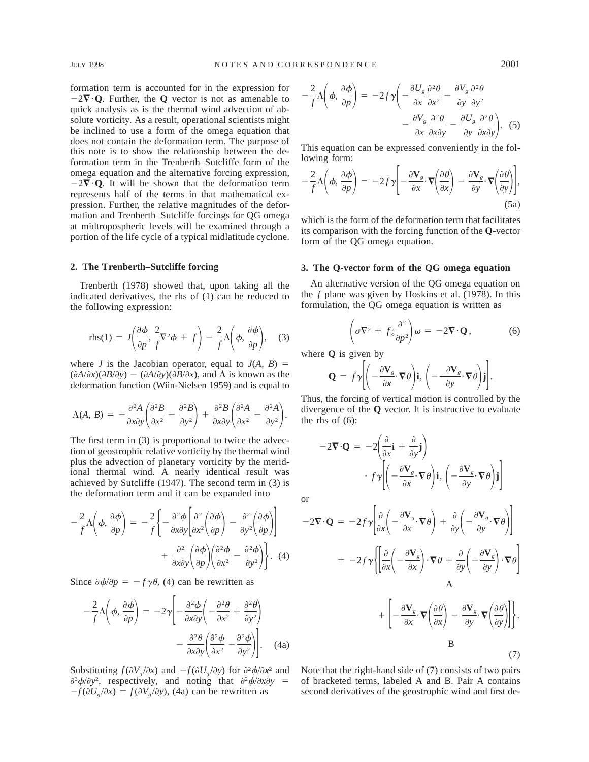formation term is accounted for in the expression for $-2\nabla \cdot \mathbf{Q}$. Further, the **Q** vector is not as amenable to quick analysis as is the thermal wind advection of absolute vorticity. As a result, operational scientists might be inclined to use a form of the omega equation that does not contain the deformation term. The purpose of this note is to show the relationship between the deformation term in the Trenberth–Sutcliffe form of the omega equation and the alternative forcing expression, $-2\nabla \cdot \mathbf{Q}$. It will be shown that the deformation term represents half of the terms in that mathematical expression. Further, the relative magnitudes of the deformation and Trenberth–Sutcliffe forcings for QG omega at midtropospheric levels will be examined through a portion of the life cycle of a typical midlatitude cyclone.

## 2. The Trenberth–Sutcliffe forcing

Trenberth (1978) showed that, upon taking all the indicated derivatives, the rhs of (1) can be reduced to the following expression:

$$\text{rhs}(1) = J\left(\frac{\partial \phi}{\partial p}, \frac{2}{f}\nabla^2\phi + f\right) - \frac{2}{f}\Lambda\left(\phi, \frac{\partial \phi}{\partial p}\right), \quad (3)$$

where $J$ is the Jacobian operator, equal to $J(A, B) = (\partial A/\partial x)(\partial B/\partial y) - (\partial A/\partial y)(\partial B/\partial x)$, and $\Lambda$ is known as the deformation function (Wiin-Nielsen 1959) and is equal to

$$\Lambda(A, B) = -\frac{\partial^2 A}{\partial x \partial y}\left(\frac{\partial^2 B}{\partial x^2} - \frac{\partial^2 B}{\partial y^2}\right) + \frac{\partial^2 B}{\partial x \partial y}\left(\frac{\partial^2 A}{\partial x^2} - \frac{\partial^2 A}{\partial y^2}\right).$$

The first term in (3) is proportional to twice the advection of geostrophic relative vorticity by the thermal wind plus the advection of planetary vorticity by the meridional thermal wind. A nearly identical result was achieved by Sutcliffe (1947). The second term in (3) is the deformation term and it can be expanded into

$$-\frac{2}{f}\Lambda\left(\phi, \frac{\partial \phi}{\partial p}\right) = -\frac{2}{f}\left\{-\frac{\partial^2 \phi}{\partial x \partial y}\left[\frac{\partial^2}{\partial x^2}\left(\frac{\partial \phi}{\partial p}\right) - \frac{\partial^2}{\partial y^2}\left(\frac{\partial \phi}{\partial p}\right)\right] + \frac{\partial^2}{\partial x \partial y}\left(\frac{\partial \phi}{\partial p}\right)\left(\frac{\partial^2 \phi}{\partial x^2} - \frac{\partial^2 \phi}{\partial y^2}\right)\right\}. \quad (4)$$

Since $\partial \phi/\partial p = -f\gamma\theta$, (4) can be rewritten as

$$-\frac{2}{f}\Lambda\left(\phi, \frac{\partial \phi}{\partial p}\right) = -2\gamma\left[-\frac{\partial^2 \phi}{\partial x \partial y}\left(-\frac{\partial^2 \theta}{\partial x^2} + \frac{\partial^2 \theta}{\partial y^2}\right) - \frac{\partial^2 \theta}{\partial x \partial y}\left(\frac{\partial^2 \phi}{\partial x^2} - \frac{\partial^2 \phi}{\partial y^2}\right)\right]. \quad (4a)$$

Substituting $f(\partial V_g/\partial x)$ and $-f(\partial U_g/\partial y)$ for $\partial^2\phi/\partial x^2$ and $\partial^2\phi/\partial y^2$, respectively, and noting that $\partial^2\phi/\partial x \partial y = -f(\partial U_g/\partial x) = f(\partial V_g/\partial y)$, (4a) can be rewritten as

$$-\frac{2}{f}\Lambda\left(\phi, \frac{\partial \phi}{\partial p}\right) = -2f\gamma\left(-\frac{\partial U_g}{\partial x}\frac{\partial^2 \theta}{\partial x^2} - \frac{\partial V_g}{\partial y}\frac{\partial^2 \theta}{\partial y^2} - \frac{\partial V_g}{\partial x}\frac{\partial^2 \theta}{\partial x \partial y} - \frac{\partial U_g}{\partial y}\frac{\partial^2 \theta}{\partial x \partial y}\right). \quad (5)$$

This equation can be expressed conveniently in the following form:

$$-\frac{2}{f}\Lambda\left(\phi, \frac{\partial \phi}{\partial p}\right) = -2f\gamma\left[-\frac{\partial \mathbf{V}_g}{\partial x}\cdot\nabla\left(\frac{\partial \theta}{\partial x}\right) - \frac{\partial \mathbf{V}_g}{\partial y}\cdot\nabla\left(\frac{\partial \theta}{\partial y}\right)\right], \quad (5a)$$

which is the form of the deformation term that facilitates its comparison with the forcing function of the **Q**-vector form of the QG omega equation.

## 3. The Q-vector form of the QG omega equation

An alternative version of the QG omega equation on the $f$ plane was given by Hoskins et al. (1978). In this formulation, the QG omega equation is written as

$$\left(\sigma\nabla^2 + f_o^2\frac{\partial^2}{\partial p^2}\right)\omega = -2\nabla\cdot\mathbf{Q}, \quad (6)$$

where **Q** is given by

$$\mathbf{Q} = f\gamma\left[\left(-\frac{\partial \mathbf{V}_g}{\partial x}\cdot\nabla\theta\right)\mathbf{i}, \left(-\frac{\partial \mathbf{V}_g}{\partial y}\cdot\nabla\theta\right)\mathbf{j}\right].$$

Thus, the forcing of vertical motion is controlled by the divergence of the **Q** vector. It is instructive to evaluate the rhs of (6):

$$-2\nabla\cdot\mathbf{Q} = -2\left(\frac{\partial}{\partial x}\mathbf{i} + \frac{\partial}{\partial y}\mathbf{j}\right)\cdot f\gamma\left[\left(-\frac{\partial \mathbf{V}_g}{\partial x}\cdot\nabla\theta\right)\mathbf{i}, \left(-\frac{\partial \mathbf{V}_g}{\partial y}\cdot\nabla\theta\right)\mathbf{j}\right]$$

or

$$\begin{aligned}
-2\nabla\cdot\mathbf{Q} &= -2f\gamma\left[\frac{\partial}{\partial x}\left(-\frac{\partial \mathbf{V}_g}{\partial x}\cdot\nabla\theta\right) + \frac{\partial}{\partial y}\left(-\frac{\partial \mathbf{V}_g}{\partial y}\cdot\nabla\theta\right)\right] \\
&= -2f\gamma\Bigg\{\underbrace{\left[\frac{\partial}{\partial x}\left(-\frac{\partial \mathbf{V}_g}{\partial x}\right)\cdot\nabla\theta + \frac{\partial}{\partial y}\left(-\frac{\partial \mathbf{V}_g}{\partial y}\right)\cdot\nabla\theta\right]}_{\text{A}} \\
&\qquad + \underbrace{\left[-\frac{\partial \mathbf{V}_g}{\partial x}\cdot\nabla\left(\frac{\partial \theta}{\partial x}\right) - \frac{\partial \mathbf{V}_g}{\partial y}\cdot\nabla\left(\frac{\partial \theta}{\partial y}\right)\right]}_{\text{B}}\Bigg\}. \quad (7)
\end{aligned}$$

Note that the right-hand side of (7) consists of two pairs of bracketed terms, labeled A and B. Pair A contains second derivatives of the geostrophic wind and first de-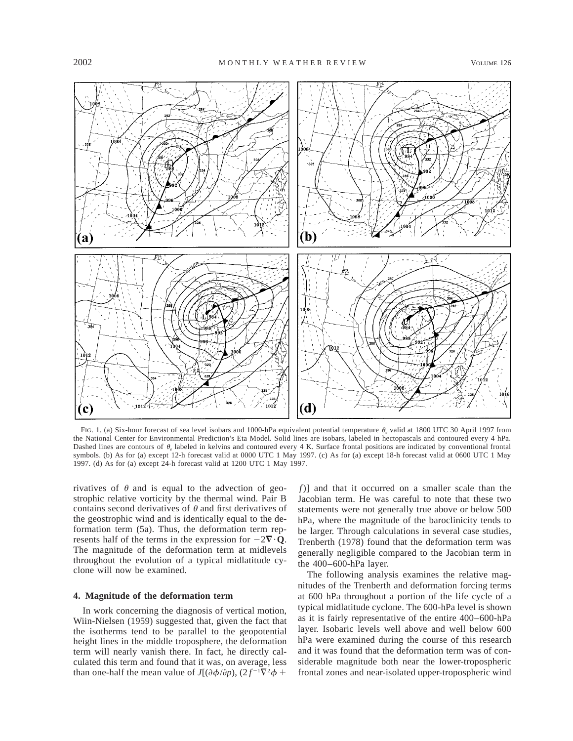FIG. 1. (a) Six-hour forecast of sea level isobars and 1000-hPa equivalent potential temperature $\theta_e$ valid at 1800 UTC 30 April 1997 from the National Center for Environmental Prediction's Eta Model. Solid lines are isobars, labeled in hectopascals and contoured every 4 hPa. Dashed lines are contours of $\theta_e$ labeled in kelvins and contoured every 4 K. Surface frontal positions are indicated by conventional frontal symbols. (b) As for (a) except 12-h forecast valid at 0000 UTC 1 May 1997. (c) As for (a) except 18-h forecast valid at 0600 UTC 1 May 1997. (d) As for (a) except 24-h forecast valid at 1200 UTC 1 May 1997.

rivatives of $\theta$ and is equal to the advection of geostrophic relative vorticity by the thermal wind. Pair B contains second derivatives of $\theta$ and first derivatives of the geostrophic wind and is identically equal to the deformation term (5a). Thus, the deformation term represents half of the terms in the expression for $-2\nabla \cdot \mathbf{Q}$. The magnitude of the deformation term at midlevels throughout the evolution of a typical midlatitude cyclone will now be examined.

## 4. Magnitude of the deformation term

In work concerning the diagnosis of vertical motion, Wiin-Nielsen (1959) suggested that, given the fact that the isotherms tend to be parallel to the geopotential height lines in the middle troposphere, the deformation term will nearly vanish there. In fact, he directly calculated this term and found that it was, on average, less than one-half the mean value of $J[(\partial\phi/\partial p), (2f^{-1}\nabla^2\phi + f)]$ and that it occurred on a smaller scale than the Jacobian term. He was careful to note that these two statements were not generally true above or below 500 hPa, where the magnitude of the baroclinicity tends to be larger. Through calculations in several case studies, Trenberth (1978) found that the deformation term was generally negligible compared to the Jacobian term in the 400–600-hPa layer.

The following analysis examines the relative magnitudes of the Trenberth and deformation forcing terms at 600 hPa throughout a portion of the life cycle of a typical midlatitude cyclone. The 600-hPa level is shown as it is fairly representative of the entire 400–600-hPa layer. Isobaric levels well above and well below 600 hPa were examined during the course of this research and it was found that the deformation term was of considerable magnitude both near the lower-tropospheric frontal zones and near-isolated upper-tropospheric wind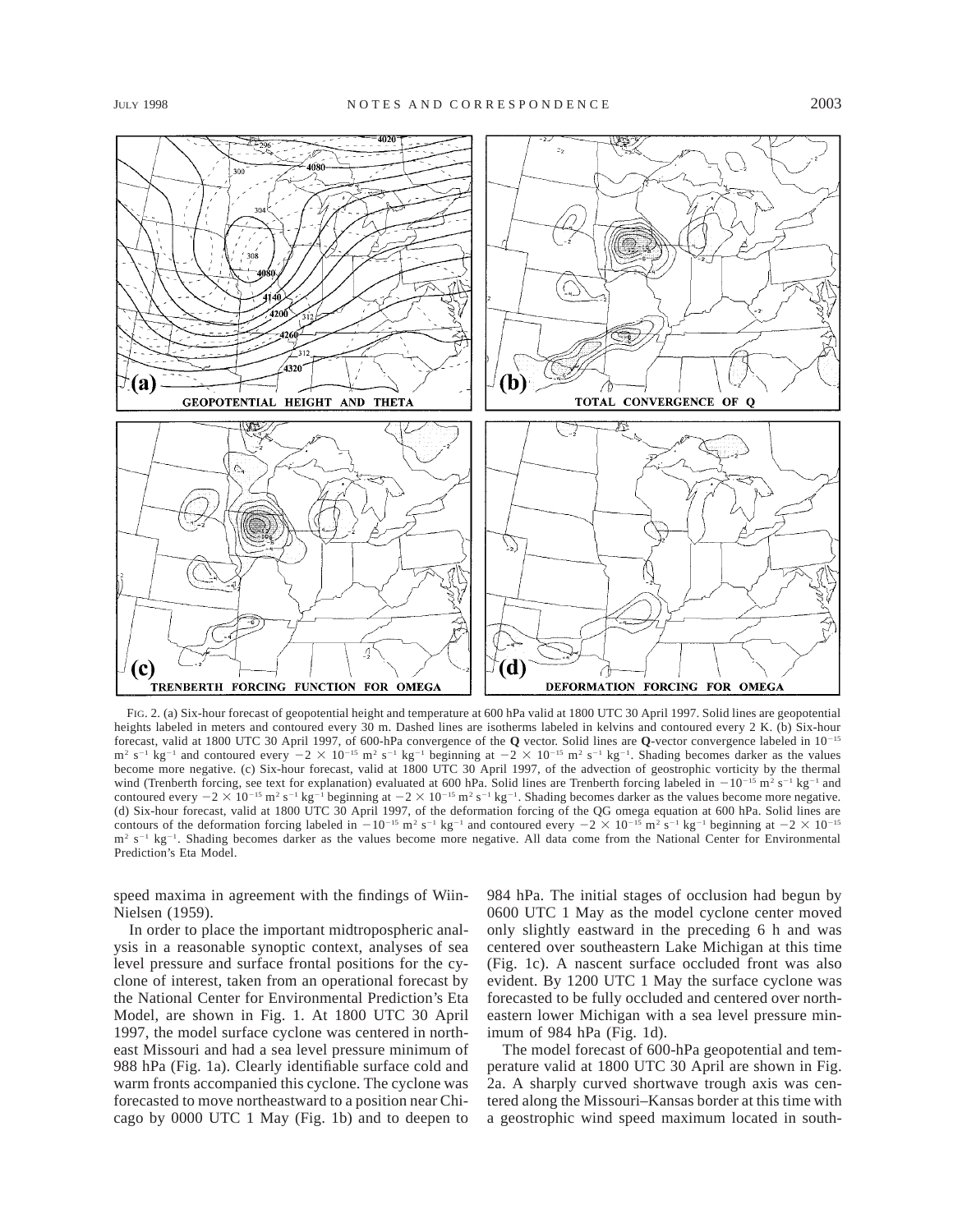FIG. 2. (a) Six-hour forecast of geopotential height and temperature at 600 hPa valid at 1800 UTC 30 April 1997. Solid lines are geopotential heights labeled in meters and contoured every 30 m. Dashed lines are isotherms labeled in kelvins and contoured every 2 K. (b) Six-hour forecast, valid at 1800 UTC 30 April 1997, of 600-hPa convergence of the **Q** vector. Solid lines are **Q**-vector convergence labeled in $10^{-15}$ m$^2$ s$^{-1}$ kg$^{-1}$ and contoured every $-2 \times 10^{-15}$ m$^2$ s$^{-1}$ kg$^{-1}$ beginning at $-2 \times 10^{-15}$ m$^2$ s$^{-1}$ kg$^{-1}$. Shading becomes darker as the values become more negative. (c) Six-hour forecast, valid at 1800 UTC 30 April 1997, of the advection of geostrophic vorticity by the thermal wind (Trenberth forcing, see text for explanation) evaluated at 600 hPa. Solid lines are Trenberth forcing labeled in $-10^{-15}$ m$^2$ s$^{-1}$ kg$^{-1}$ and contoured every $-2 \times 10^{-15}$ m$^2$ s$^{-1}$ kg$^{-1}$ beginning at $-2 \times 10^{-15}$ m$^2$ s$^{-1}$ kg$^{-1}$. Shading becomes darker as the values become more negative. (d) Six-hour forecast, valid at 1800 UTC 30 April 1997, of the deformation forcing of the QG omega equation at 600 hPa. Solid lines are contours of the deformation forcing labeled in $-10^{-15}$ m$^2$ s$^{-1}$ kg$^{-1}$ and contoured every $-2 \times 10^{-15}$ m$^2$ s$^{-1}$ kg$^{-1}$ beginning at $-2 \times 10^{-15}$ m$^2$ s$^{-1}$ kg$^{-1}$. Shading becomes darker as the values become more negative. All data come from the National Center for Environmental Prediction's Eta Model.

speed maxima in agreement with the findings of Wiin-Nielsen (1959).

In order to place the important midtropospheric analysis in a reasonable synoptic context, analyses of sea level pressure and surface frontal positions for the cyclone of interest, taken from an operational forecast by the National Center for Environmental Prediction's Eta Model, are shown in Fig. 1. At 1800 UTC 30 April 1997, the model surface cyclone was centered in northeast Missouri and had a sea level pressure minimum of 988 hPa (Fig. 1a). Clearly identifiable surface cold and warm fronts accompanied this cyclone. The cyclone was forecasted to move northeastward to a position near Chicago by 0000 UTC 1 May (Fig. 1b) and to deepen to 984 hPa. The initial stages of occlusion had begun by 0600 UTC 1 May as the model cyclone center moved only slightly eastward in the preceding 6 h and was centered over southeastern Lake Michigan at this time (Fig. 1c). A nascent surface occluded front was also evident. By 1200 UTC 1 May the surface cyclone was forecasted to be fully occluded and centered over northeastern lower Michigan with a sea level pressure minimum of 984 hPa (Fig. 1d).

The model forecast of 600-hPa geopotential and temperature valid at 1800 UTC 30 April are shown in Fig. 2a. A sharply curved shortwave trough axis was centered along the Missouri–Kansas border at this time with a geostrophic wind speed maximum located in south-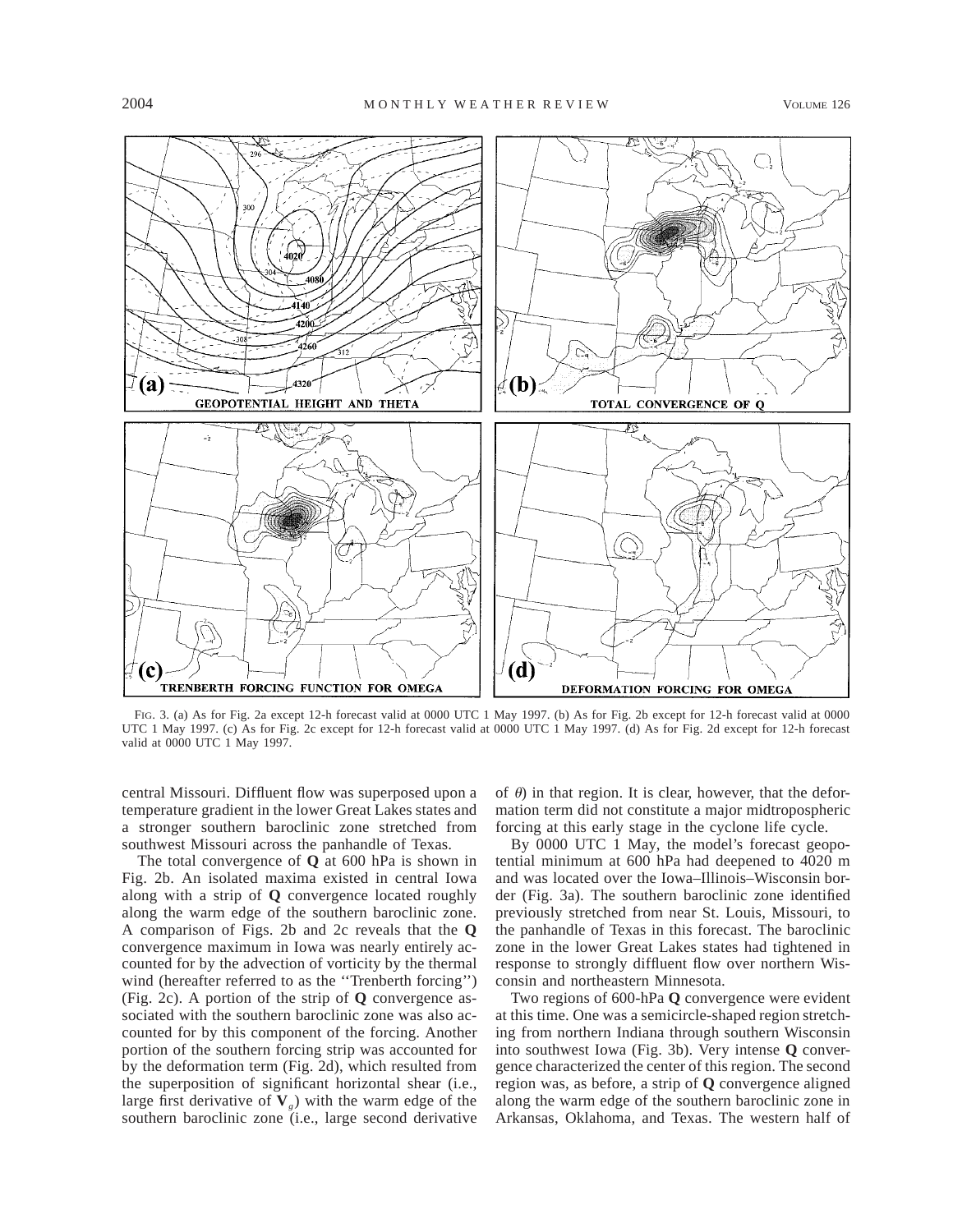FIG. 3. (a) As for Fig. 2a except 12-h forecast valid at 0000 UTC 1 May 1997. (b) As for Fig. 2b except for 12-h forecast valid at 0000 UTC 1 May 1997. (c) As for Fig. 2c except for 12-h forecast valid at 0000 UTC 1 May 1997. (d) As for Fig. 2d except for 12-h forecast valid at 0000 UTC 1 May 1997.

central Missouri. Diffluent flow was superposed upon a temperature gradient in the lower Great Lakes states and a stronger southern baroclinic zone stretched from southwest Missouri across the panhandle of Texas.

The total convergence of **Q** at 600 hPa is shown in Fig. 2b. An isolated maxima existed in central Iowa along with a strip of **Q** convergence located roughly along the warm edge of the southern baroclinic zone. A comparison of Figs. 2b and 2c reveals that the **Q** convergence maximum in Iowa was nearly entirely accounted for by the advection of vorticity by the thermal wind (hereafter referred to as the ''Trenberth forcing'') (Fig. 2c). A portion of the strip of **Q** convergence associated with the southern baroclinic zone was also accounted for by this component of the forcing. Another portion of the southern forcing strip was accounted for by the deformation term (Fig. 2d), which resulted from the superposition of significant horizontal shear (i.e., large first derivative of $\mathbf{V}_g$) with the warm edge of the southern baroclinic zone (i.e., large second derivative of $\theta$) in that region. It is clear, however, that the deformation term did not constitute a major midtropospheric forcing at this early stage in the cyclone life cycle.

By 0000 UTC 1 May, the model's forecast geopotential minimum at 600 hPa had deepened to 4020 m and was located over the Iowa–Illinois–Wisconsin border (Fig. 3a). The southern baroclinic zone identified previously stretched from near St. Louis, Missouri, to the panhandle of Texas in this forecast. The baroclinic zone in the lower Great Lakes states had tightened in response to strongly diffluent flow over northern Wisconsin and northeastern Minnesota.

Two regions of 600-hPa **Q** convergence were evident at this time. One was a semicircle-shaped region stretching from northern Indiana through southern Wisconsin into southwest Iowa (Fig. 3b). Very intense **Q** convergence characterized the center of this region. The second region was, as before, a strip of **Q** convergence aligned along the warm edge of the southern baroclinic zone in Arkansas, Oklahoma, and Texas. The western half of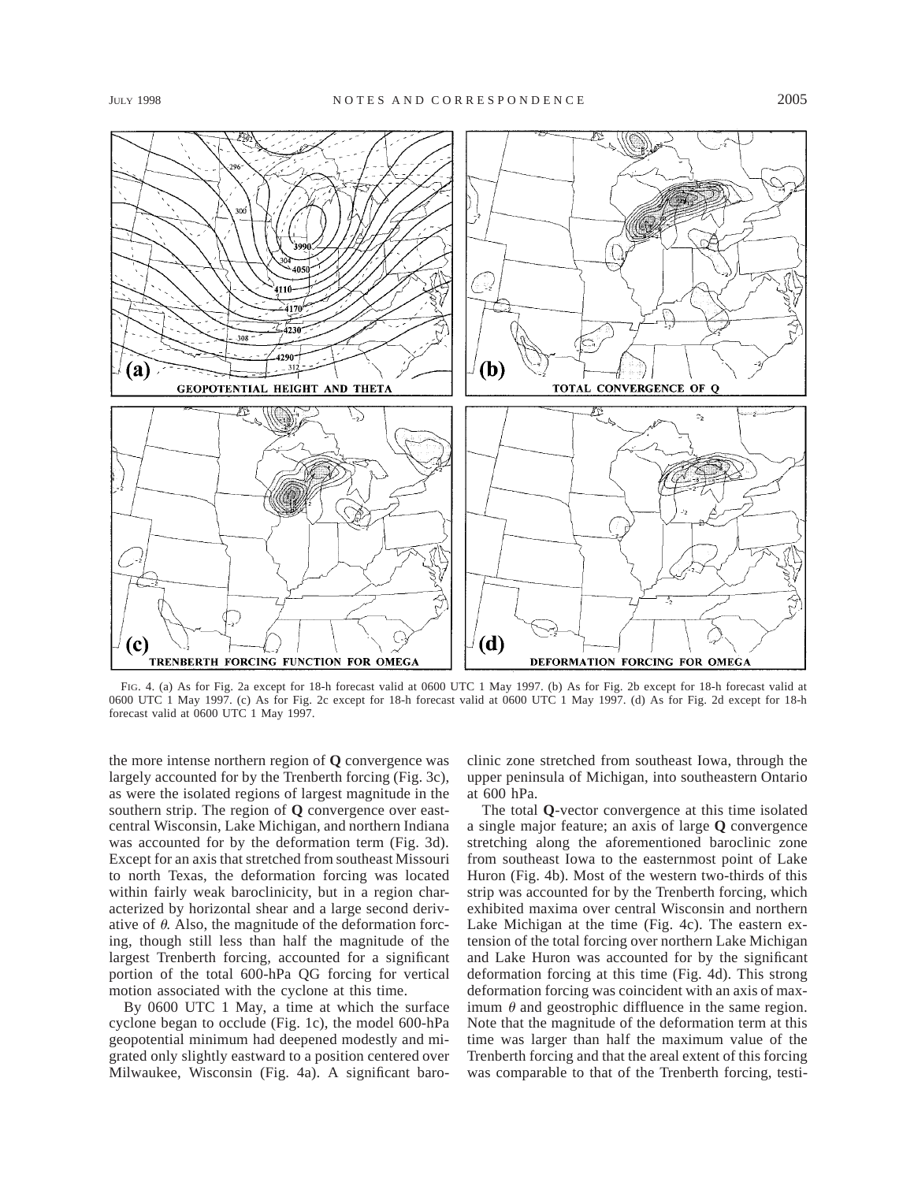FIG. 4. (a) As for Fig. 2a except for 18-h forecast valid at 0600 UTC 1 May 1997. (b) As for Fig. 2b except for 18-h forecast valid at 0600 UTC 1 May 1997. (c) As for Fig. 2c except for 18-h forecast valid at 0600 UTC 1 May 1997. (d) As for Fig. 2d except for 18-h forecast valid at 0600 UTC 1 May 1997.

the more intense northern region of **Q** convergence was largely accounted for by the Trenberth forcing (Fig. 3c), as were the isolated regions of largest magnitude in the southern strip. The region of **Q** convergence over east-central Wisconsin, Lake Michigan, and northern Indiana was accounted for by the deformation term (Fig. 3d). Except for an axis that stretched from southeast Missouri to north Texas, the deformation forcing was located within fairly weak baroclinicity, but in a region characterized by horizontal shear and a large second derivative of $\theta$. Also, the magnitude of the deformation forcing, though still less than half the magnitude of the largest Trenberth forcing, accounted for a significant portion of the total 600-hPa QG forcing for vertical motion associated with the cyclone at this time.

By 0600 UTC 1 May, a time at which the surface cyclone began to occlude (Fig. 1c), the model 600-hPa geopotential minimum had deepened modestly and migrated only slightly eastward to a position centered over Milwaukee, Wisconsin (Fig. 4a). A significant baroclinic zone stretched from southeast Iowa, through the upper peninsula of Michigan, into southeastern Ontario at 600 hPa.

The total **Q**-vector convergence at this time isolated a single major feature; an axis of large **Q** convergence stretching along the aforementioned baroclinic zone from southeast Iowa to the easternmost point of Lake Huron (Fig. 4b). Most of the western two-thirds of this strip was accounted for by the Trenberth forcing, which exhibited maxima over central Wisconsin and northern Lake Michigan at the time (Fig. 4c). The eastern extension of the total forcing over northern Lake Michigan and Lake Huron was accounted for by the significant deformation forcing at this time (Fig. 4d). This strong deformation forcing was coincident with an axis of maximum $\theta$ and geostrophic diffluence in the same region. Note that the magnitude of the deformation term at this time was larger than half the maximum value of the Trenberth forcing and that the areal extent of this forcing was comparable to that of the Trenberth forcing, testi-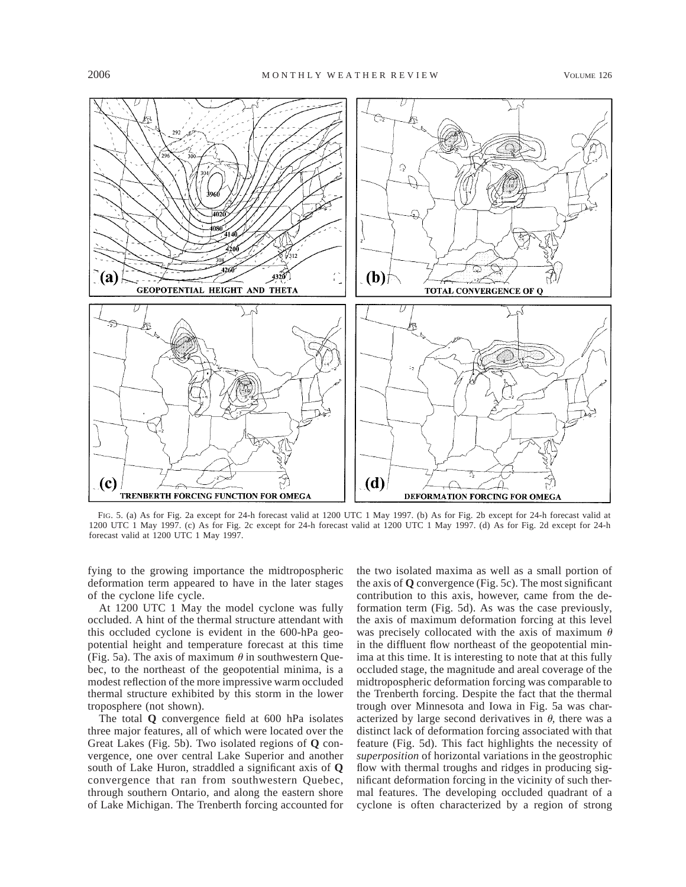FIG. 5. (a) As for Fig. 2a except for 24-h forecast valid at 1200 UTC 1 May 1997. (b) As for Fig. 2b except for 24-h forecast valid at 1200 UTC 1 May 1997. (c) As for Fig. 2c except for 24-h forecast valid at 1200 UTC 1 May 1997. (d) As for Fig. 2d except for 24-h forecast valid at 1200 UTC 1 May 1997.

fying to the growing importance the midtropospheric deformation term appeared to have in the later stages of the cyclone life cycle.

At 1200 UTC 1 May the model cyclone was fully occluded. A hint of the thermal structure attendant with this occluded cyclone is evident in the 600-hPa geopotential height and temperature forecast at this time (Fig. 5a). The axis of maximum $\theta$ in southwestern Quebec, to the northeast of the geopotential minima, is a modest reflection of the more impressive warm occluded thermal structure exhibited by this storm in the lower troposphere (not shown).

The total **Q** convergence field at 600 hPa isolates three major features, all of which were located over the Great Lakes (Fig. 5b). Two isolated regions of **Q** convergence, one over central Lake Superior and another south of Lake Huron, straddled a significant axis of **Q** convergence that ran from southwestern Quebec, through southern Ontario, and along the eastern shore of Lake Michigan. The Trenberth forcing accounted for the two isolated maxima as well as a small portion of the axis of **Q** convergence (Fig. 5c). The most significant contribution to this axis, however, came from the deformation term (Fig. 5d). As was the case previously, the axis of maximum deformation forcing at this level was precisely collocated with the axis of maximum $\theta$ in the diffluent flow northeast of the geopotential minima at this time. It is interesting to note that at this fully occluded stage, the magnitude and areal coverage of the midtropospheric deformation forcing was comparable to the Trenberth forcing. Despite the fact that the thermal trough over Minnesota and Iowa in Fig. 5a was characterized by large second derivatives in $\theta$, there was a distinct lack of deformation forcing associated with that feature (Fig. 5d). This fact highlights the necessity of *superposition* of horizontal variations in the geostrophic flow with thermal troughs and ridges in producing significant deformation forcing in the vicinity of such thermal features. The developing occluded quadrant of a cyclone is often characterized by a region of strong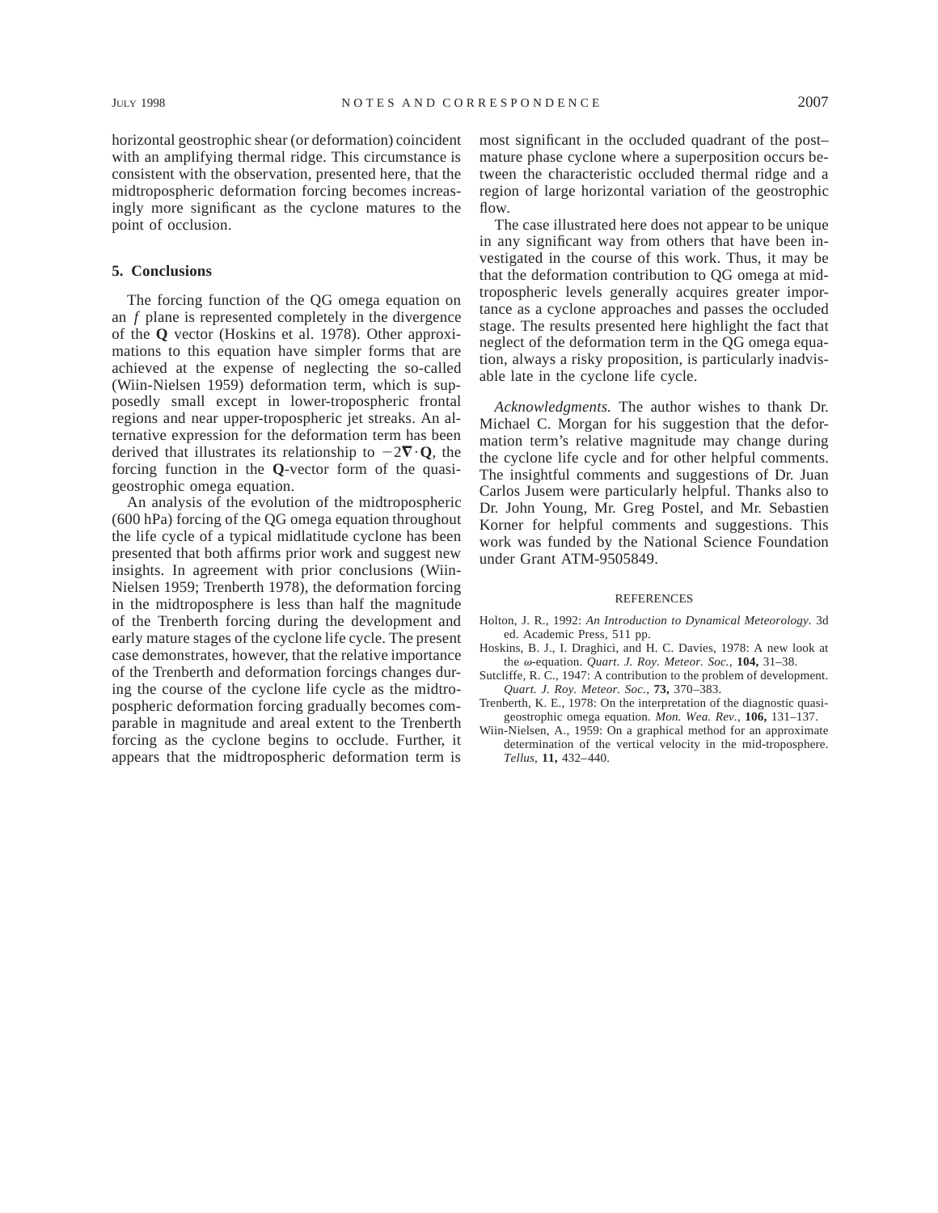horizontal geostrophic shear (or deformation) coincident with an amplifying thermal ridge. This circumstance is consistent with the observation, presented here, that the midtropospheric deformation forcing becomes increasingly more significant as the cyclone matures to the point of occlusion.

## 5. Conclusions

The forcing function of the QG omega equation on an $f$ plane is represented completely in the divergence of the $\mathbf{Q}$ vector (Hoskins et al. 1978). Other approximations to this equation have simpler forms that are achieved at the expense of neglecting the so-called (Wiin-Nielsen 1959) deformation term, which is supposedly small except in lower-tropospheric frontal regions and near upper-tropospheric jet streaks. An alternative expression for the deformation term has been derived that illustrates its relationship to $-2\nabla\cdot\mathbf{Q}$, the forcing function in the $\mathbf{Q}$-vector form of the quasigeostrophic omega equation.

An analysis of the evolution of the midtropospheric (600 hPa) forcing of the QG omega equation throughout the life cycle of a typical midlatitude cyclone has been presented that both affirms prior work and suggest new insights. In agreement with prior conclusions (Wiin-Nielsen 1959; Trenberth 1978), the deformation forcing in the midtroposphere is less than half the magnitude of the Trenberth forcing during the development and early mature stages of the cyclone life cycle. The present case demonstrates, however, that the relative importance of the Trenberth and deformation forcings changes during the course of the cyclone life cycle as the midtropospheric deformation forcing gradually becomes comparable in magnitude and areal extent to the Trenberth forcing as the cyclone begins to occlude. Further, it appears that the midtropospheric deformation term is most significant in the occluded quadrant of the post–mature phase cyclone where a superposition occurs between the characteristic occluded thermal ridge and a region of large horizontal variation of the geostrophic flow.

The case illustrated here does not appear to be unique in any significant way from others that have been investigated in the course of this work. Thus, it may be that the deformation contribution to QG omega at midtropospheric levels generally acquires greater importance as a cyclone approaches and passes the occluded stage. The results presented here highlight the fact that neglect of the deformation term in the QG omega equation, always a risky proposition, is particularly inadvisable late in the cyclone life cycle.

*Acknowledgments.* The author wishes to thank Dr. Michael C. Morgan for his suggestion that the deformation term's relative magnitude may change during the cyclone life cycle and for other helpful comments. The insightful comments and suggestions of Dr. Juan Carlos Jusem were particularly helpful. Thanks also to Dr. John Young, Mr. Greg Postel, and Mr. Sebastien Korner for helpful comments and suggestions. This work was funded by the National Science Foundation under Grant ATM-9505849.

### REFERENCES

Holton, J. R., 1992: *An Introduction to Dynamical Meteorology.* 3d ed. Academic Press, 511 pp.

Hoskins, B. J., I. Draghici, and H. C. Davies, 1978: A new look at the $\omega$-equation. *Quart. J. Roy. Meteor. Soc.,* **104,** 31–38.

Sutcliffe, R. C., 1947: A contribution to the problem of development. *Quart. J. Roy. Meteor. Soc.,* **73,** 370–383.

Trenberth, K. E., 1978: On the interpretation of the diagnostic quasi-geostrophic omega equation. *Mon. Wea. Rev.,* **106,** 131–137.

Wiin-Nielsen, A., 1959: On a graphical method for an approximate determination of the vertical velocity in the mid-troposphere. *Tellus,* **11,** 432–440.